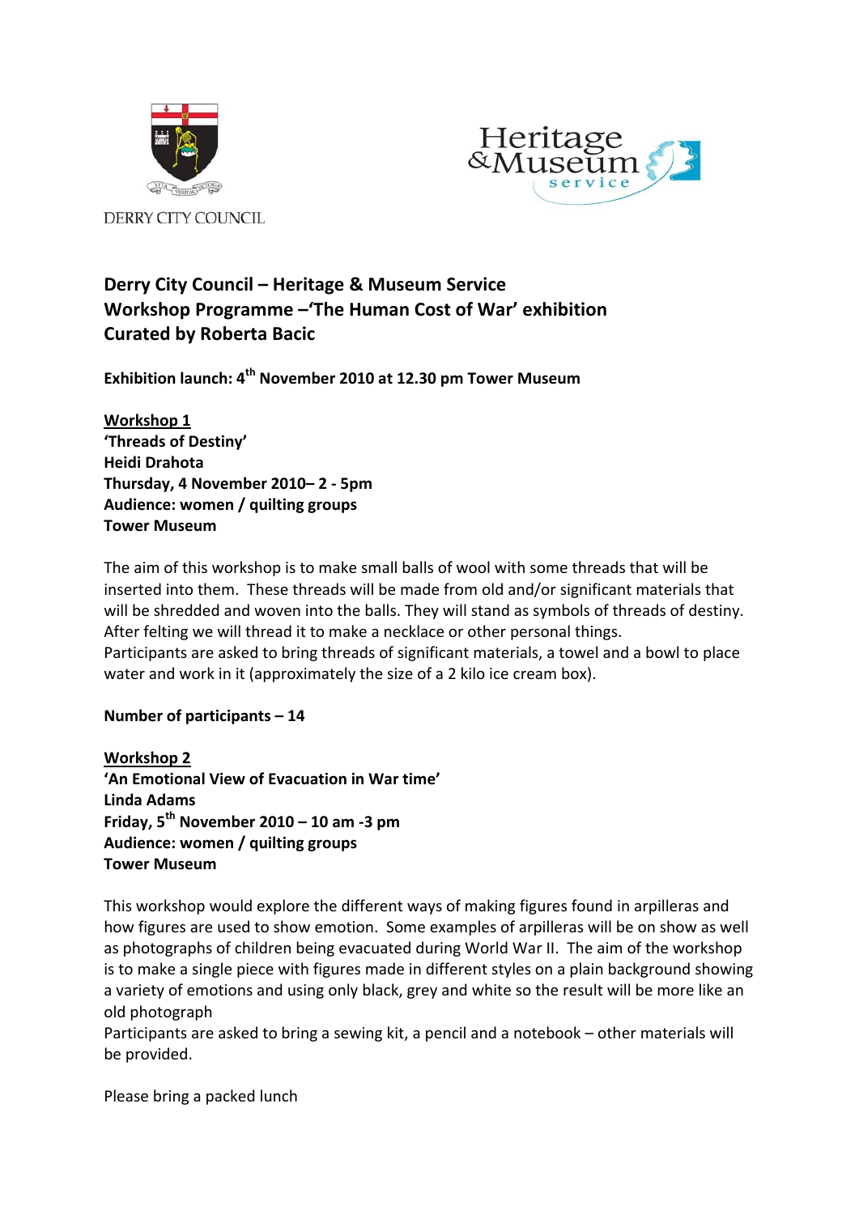DERRY CITY COUNCIL

Heritage & Museum service

**Derry City Council – Heritage & Museum Service**
**Workshop Programme –'The Human Cost of War' exhibition**
**Curated by Roberta Bacic**

**Exhibition launch: 4th November 2010 at 12.30 pm Tower Museum**

**Workshop 1**
**'Threads of Destiny'**
**Heidi Drahota**
**Thursday, 4 November 2010– 2 - 5pm**
**Audience: women / quilting groups**
**Tower Museum**

The aim of this workshop is to make small balls of wool with some threads that will be inserted into them. These threads will be made from old and/or significant materials that will be shredded and woven into the balls. They will stand as symbols of threads of destiny. After felting we will thread it to make a necklace or other personal things.
Participants are asked to bring threads of significant materials, a towel and a bowl to place water and work in it (approximately the size of a 2 kilo ice cream box).

**Number of participants – 14**

**Workshop 2**
**'An Emotional View of Evacuation in War time'**
**Linda Adams**
**Friday, 5th November 2010 – 10 am -3 pm**
**Audience: women / quilting groups**
**Tower Museum**

This workshop would explore the different ways of making figures found in arpilleras and how figures are used to show emotion. Some examples of arpilleras will be on show as well as photographs of children being evacuated during World War II. The aim of the workshop is to make a single piece with figures made in different styles on a plain background showing a variety of emotions and using only black, grey and white so the result will be more like an old photograph
Participants are asked to bring a sewing kit, a pencil and a notebook – other materials will be provided.

Please bring a packed lunch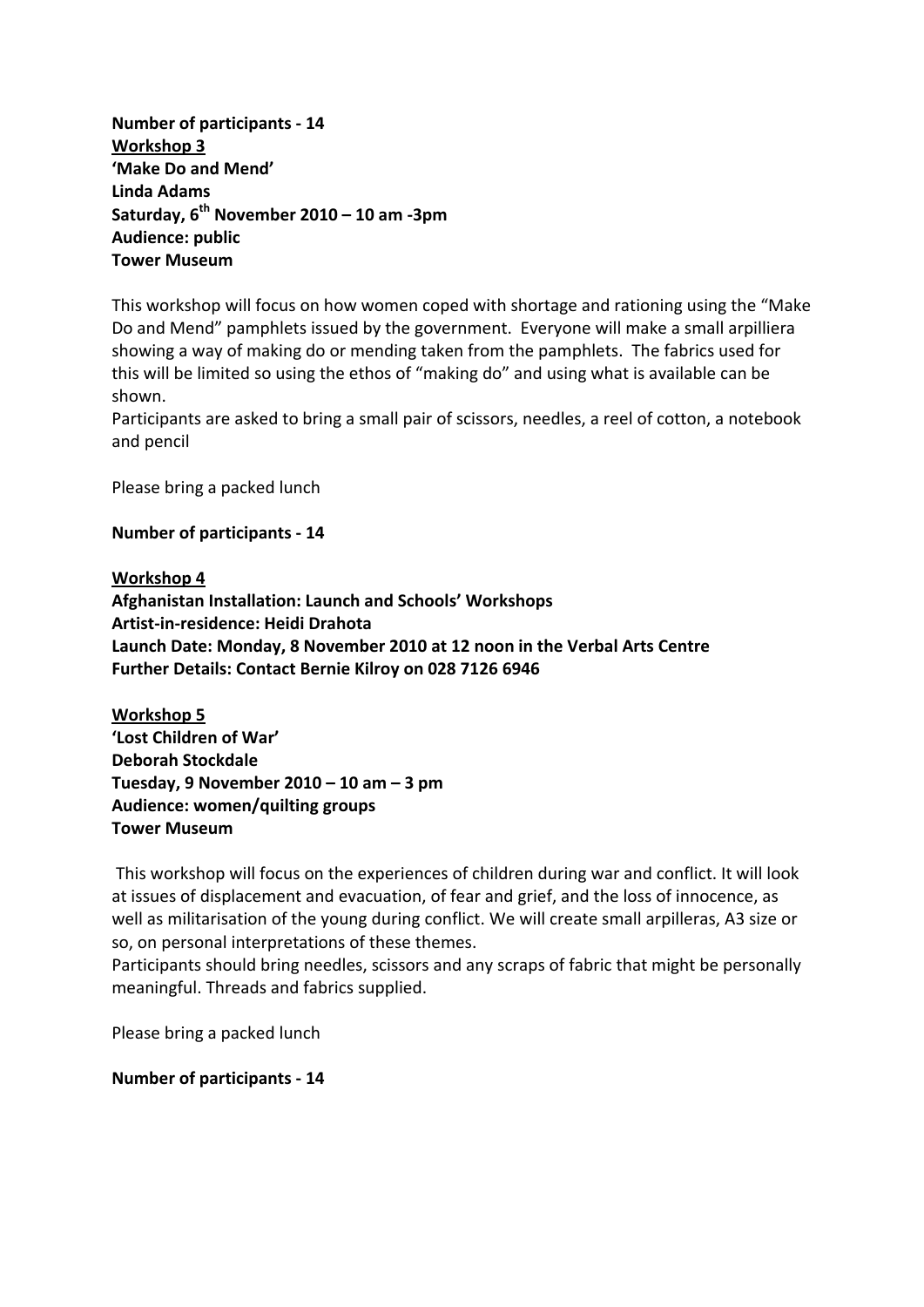**Number of participants - 14**

**<u>Workshop 3</u>**
**'Make Do and Mend'**
**Linda Adams**
**Saturday, 6th November 2010 – 10 am -3pm**
**Audience: public**
**Tower Museum**

This workshop will focus on how women coped with shortage and rationing using the "Make Do and Mend" pamphlets issued by the government. Everyone will make a small arpilliera showing a way of making do or mending taken from the pamphlets. The fabrics used for this will be limited so using the ethos of "making do" and using what is available can be shown.
Participants are asked to bring a small pair of scissors, needles, a reel of cotton, a notebook and pencil

Please bring a packed lunch

**Number of participants - 14**

**<u>Workshop 4</u>**
**Afghanistan Installation: Launch and Schools' Workshops**
**Artist-in-residence: Heidi Drahota**
**Launch Date: Monday, 8 November 2010 at 12 noon in the Verbal Arts Centre**
**Further Details: Contact Bernie Kilroy on 028 7126 6946**

**<u>Workshop 5</u>**
**'Lost Children of War'**
**Deborah Stockdale**
**Tuesday, 9 November 2010 – 10 am – 3 pm**
**Audience: women/quilting groups**
**Tower Museum**

This workshop will focus on the experiences of children during war and conflict. It will look at issues of displacement and evacuation, of fear and grief, and the loss of innocence, as well as militarisation of the young during conflict. We will create small arpilleras, A3 size or so, on personal interpretations of these themes.
Participants should bring needles, scissors and any scraps of fabric that might be personally meaningful. Threads and fabrics supplied.

Please bring a packed lunch

**Number of participants - 14**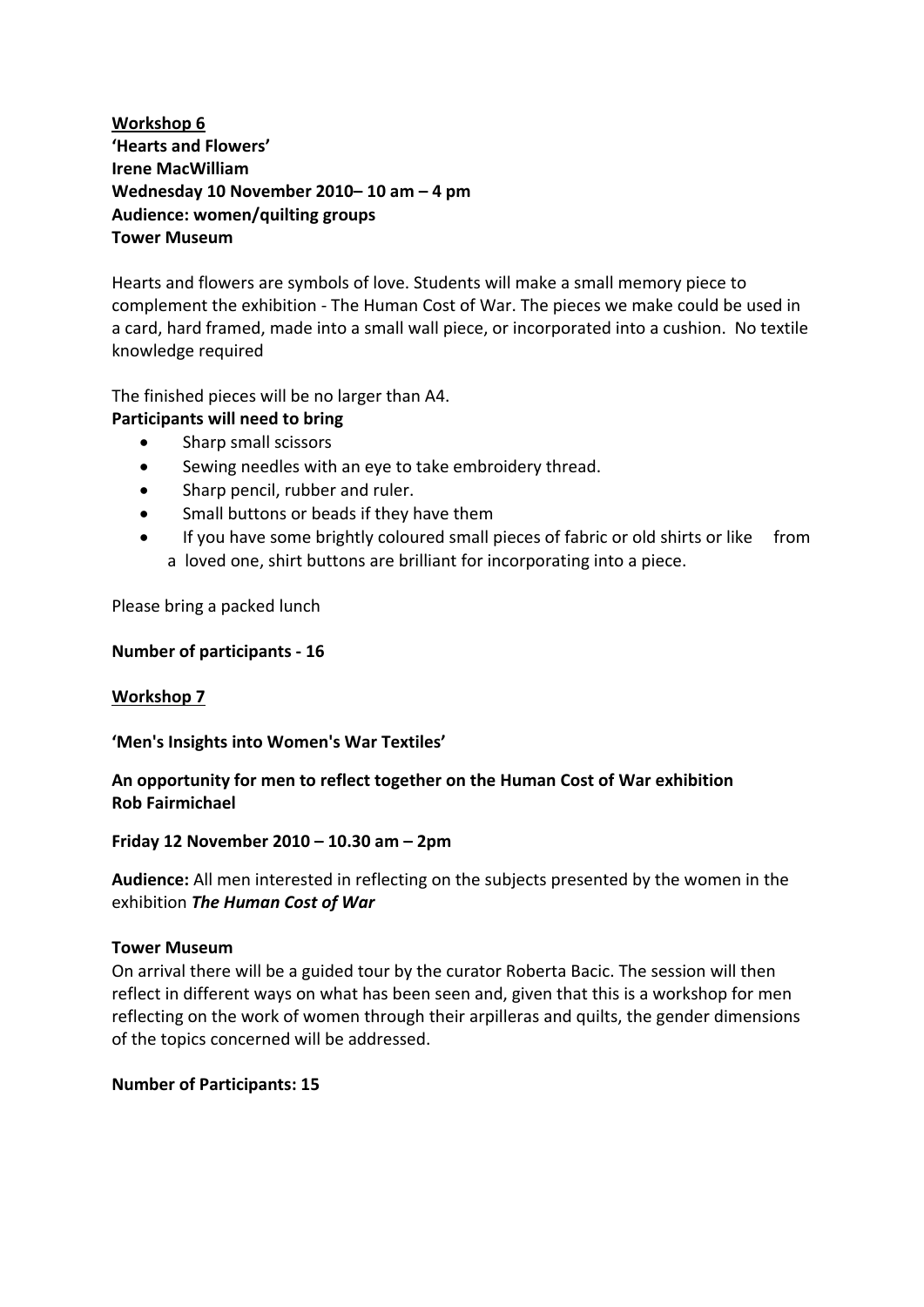**<u>Workshop 6</u>**
**'Hearts and Flowers'**
**Irene MacWilliam**
**Wednesday 10 November 2010– 10 am – 4 pm**
**Audience: women/quilting groups**
**Tower Museum**

Hearts and flowers are symbols of love. Students will make a small memory piece to complement the exhibition - The Human Cost of War. The pieces we make could be used in a card, hard framed, made into a small wall piece, or incorporated into a cushion. No textile knowledge required

The finished pieces will be no larger than A4.

**Participants will need to bring**

- Sharp small scissors
- Sewing needles with an eye to take embroidery thread.
- Sharp pencil, rubber and ruler.
- Small buttons or beads if they have them
- If you have some brightly coloured small pieces of fabric or old shirts or like from a loved one, shirt buttons are brilliant for incorporating into a piece.

Please bring a packed lunch

**Number of participants - 16**

**<u>Workshop 7</u>**

**'Men's Insights into Women's War Textiles'**

**An opportunity for men to reflect together on the Human Cost of War exhibition**
**Rob Fairmichael**

**Friday 12 November 2010 – 10.30 am – 2pm**

**Audience:** All men interested in reflecting on the subjects presented by the women in the exhibition ***The Human Cost of War***

**Tower Museum**

On arrival there will be a guided tour by the curator Roberta Bacic. The session will then reflect in different ways on what has been seen and, given that this is a workshop for men reflecting on the work of women through their arpilleras and quilts, the gender dimensions of the topics concerned will be addressed.

**Number of Participants: 15**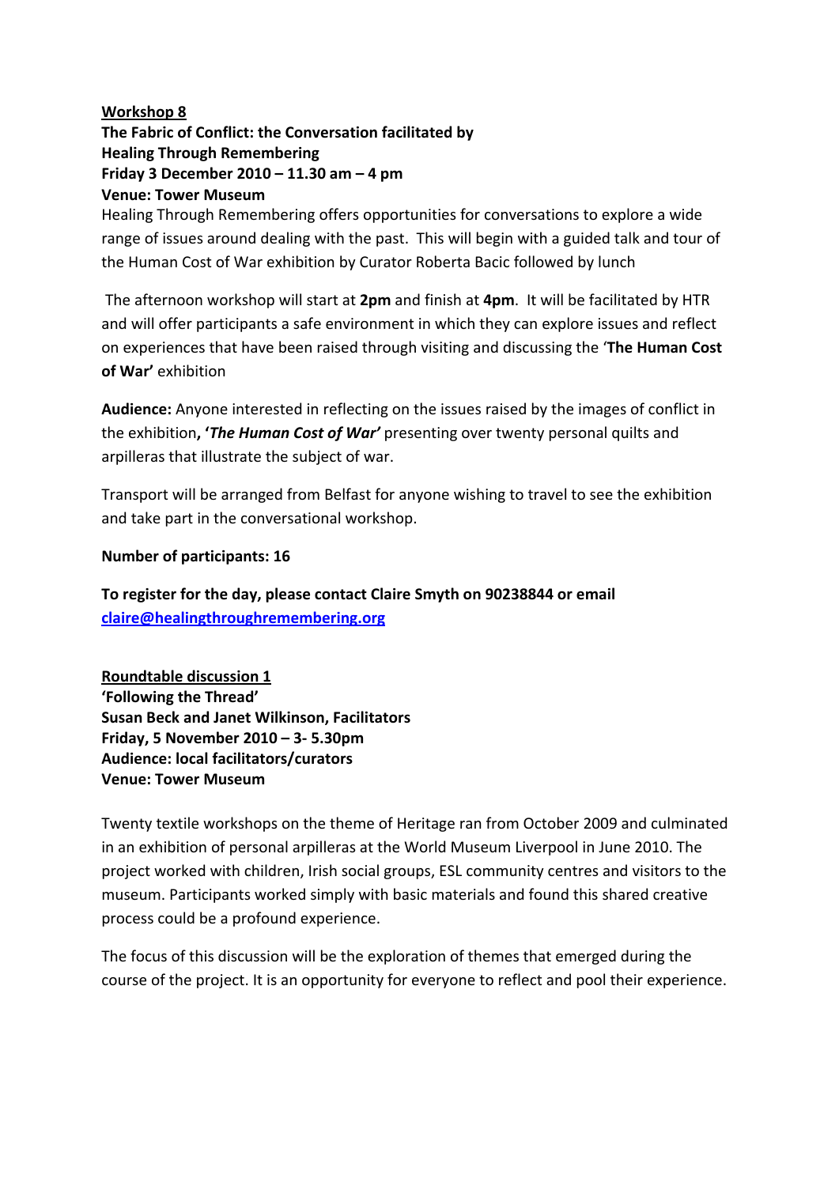**<u>Workshop 8</u>**
**The Fabric of Conflict: the Conversation facilitated by Healing Through Remembering**
**Friday 3 December 2010 – 11.30 am – 4 pm**
**Venue: Tower Museum**

Healing Through Remembering offers opportunities for conversations to explore a wide range of issues around dealing with the past. This will begin with a guided talk and tour of the Human Cost of War exhibition by Curator Roberta Bacic followed by lunch

The afternoon workshop will start at **2pm** and finish at **4pm**. It will be facilitated by HTR and will offer participants a safe environment in which they can explore issues and reflect on experiences that have been raised through visiting and discussing the '**The Human Cost of War'** exhibition

**Audience:** Anyone interested in reflecting on the issues raised by the images of conflict in the exhibition**, '*The Human Cost of War'*** presenting over twenty personal quilts and arpilleras that illustrate the subject of war.

Transport will be arranged from Belfast for anyone wishing to travel to see the exhibition and take part in the conversational workshop.

**Number of participants: 16**

**To register for the day, please contact Claire Smyth on 90238844 or email [claire@healingthroughremembering.org](mailto:claire@healingthroughremembering.org)**

**<u>Roundtable discussion 1</u>**
**'Following the Thread'**
**Susan Beck and Janet Wilkinson, Facilitators**
**Friday, 5 November 2010 – 3- 5.30pm**
**Audience: local facilitators/curators**
**Venue: Tower Museum**

Twenty textile workshops on the theme of Heritage ran from October 2009 and culminated in an exhibition of personal arpilleras at the World Museum Liverpool in June 2010. The project worked with children, Irish social groups, ESL community centres and visitors to the museum. Participants worked simply with basic materials and found this shared creative process could be a profound experience.

The focus of this discussion will be the exploration of themes that emerged during the course of the project. It is an opportunity for everyone to reflect and pool their experience.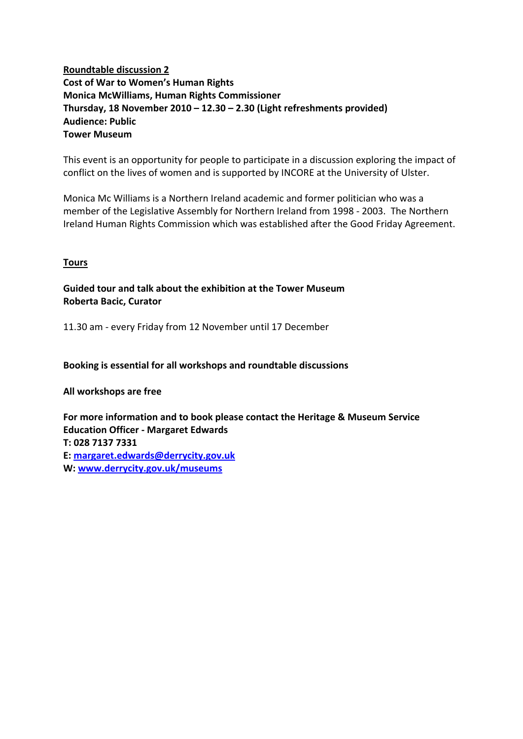**<u>Roundtable discussion 2</u>**
**Cost of War to Women's Human Rights**
**Monica McWilliams, Human Rights Commissioner**
**Thursday, 18 November 2010 – 12.30 – 2.30 (Light refreshments provided)**
**Audience: Public**
**Tower Museum**

This event is an opportunity for people to participate in a discussion exploring the impact of conflict on the lives of women and is supported by INCORE at the University of Ulster.

Monica Mc Williams is a Northern Ireland academic and former politician who was a member of the Legislative Assembly for Northern Ireland from 1998 - 2003. The Northern Ireland Human Rights Commission which was established after the Good Friday Agreement.

**<u>Tours</u>**

**Guided tour and talk about the exhibition at the Tower Museum**
**Roberta Bacic, Curator**

11.30 am - every Friday from 12 November until 17 December

**Booking is essential for all workshops and roundtable discussions**

**All workshops are free**

**For more information and to book please contact the Heritage & Museum Service**
**Education Officer - Margaret Edwards**
**T: 028 7137 7331**
**E: margaret.edwards@derrycity.gov.uk**
**W: www.derrycity.gov.uk/museums**